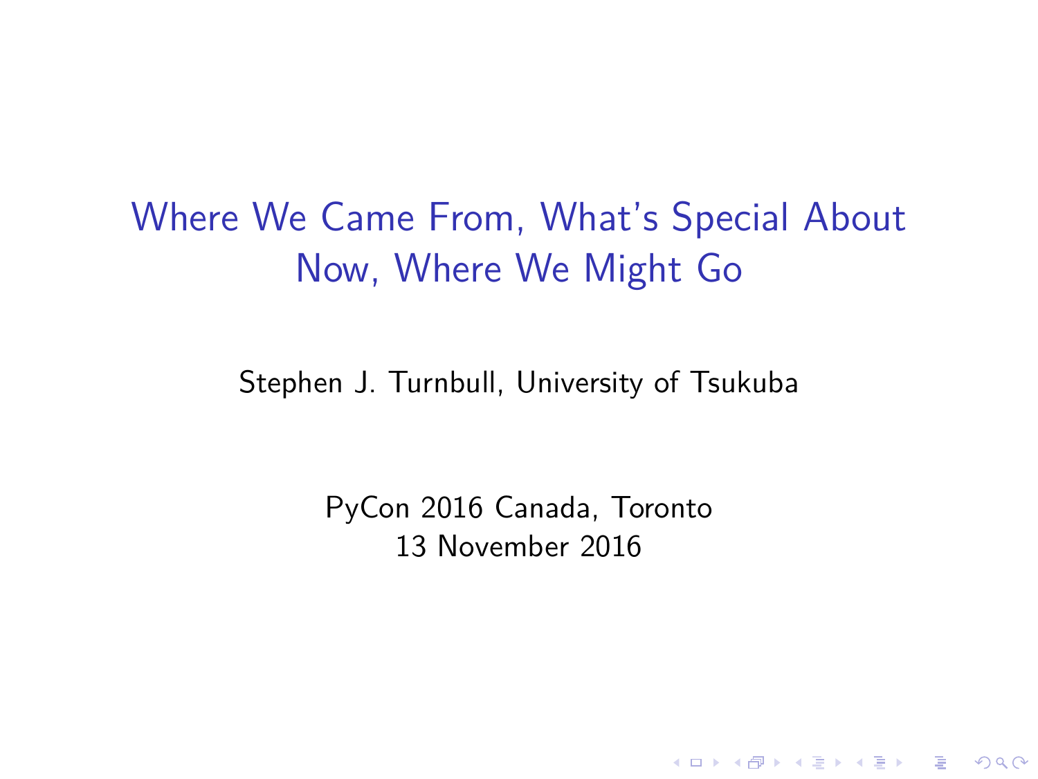# Where We Came From, What's Special About Now, Where We Might Go

Stephen J. Turnbull, University of Tsukuba

PyCon 2016 Canada, Toronto
13 November 2016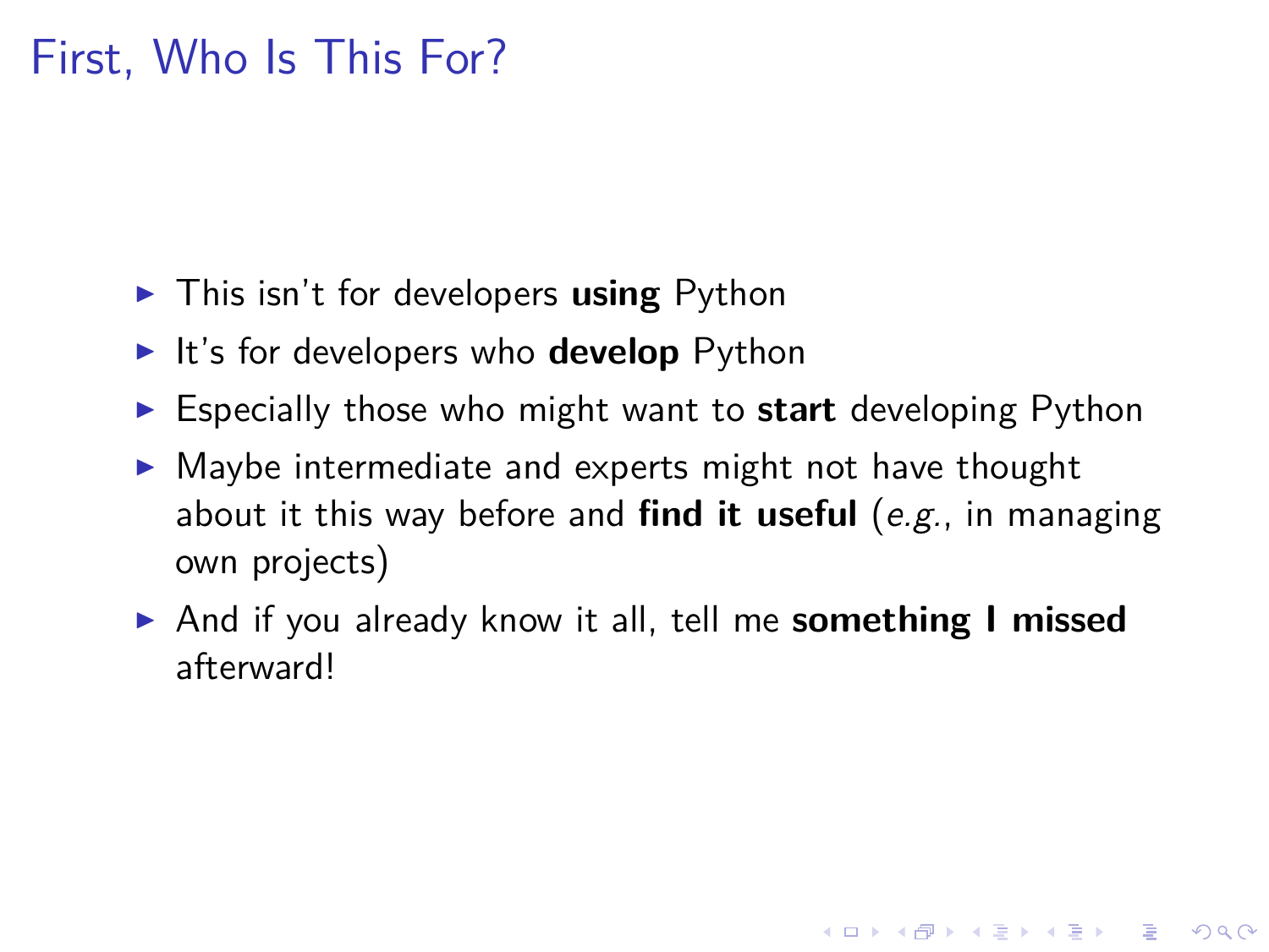# First, Who Is This For?

- This isn't for developers **using** Python
- It's for developers who **develop** Python
- Especially those who might want to **start** developing Python
- Maybe intermediate and experts might not have thought about it this way before and **find it useful** (*e.g.*, in managing own projects)
- And if you already know it all, tell me **something I missed** afterward!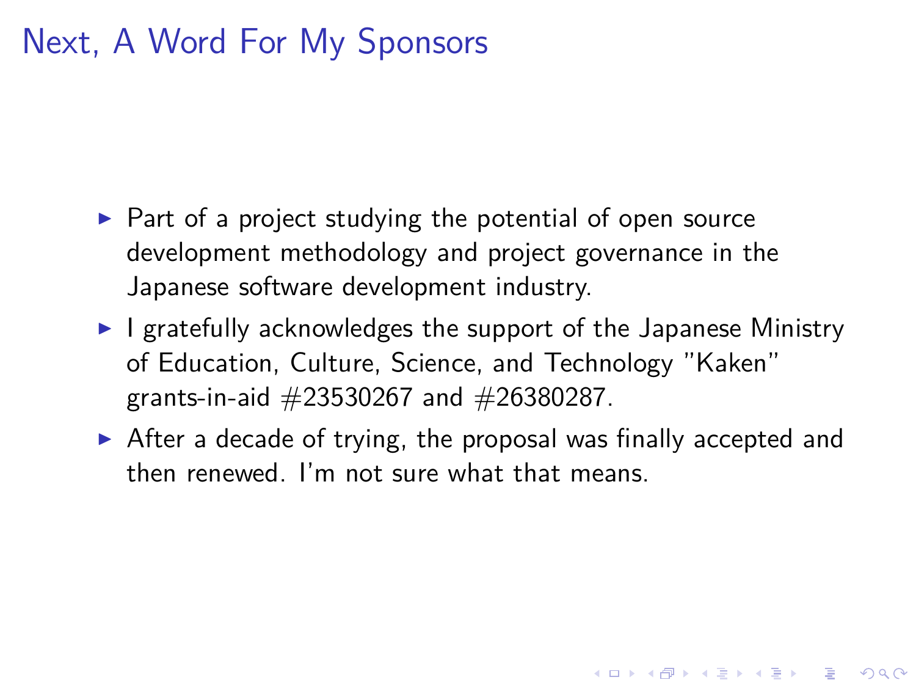# Next, A Word For My Sponsors

- Part of a project studying the potential of open source development methodology and project governance in the Japanese software development industry.
- I gratefully acknowledges the support of the Japanese Ministry of Education, Culture, Science, and Technology "Kaken" grants-in-aid #23530267 and #26380287.
- After a decade of trying, the proposal was finally accepted and then renewed. I'm not sure what that means.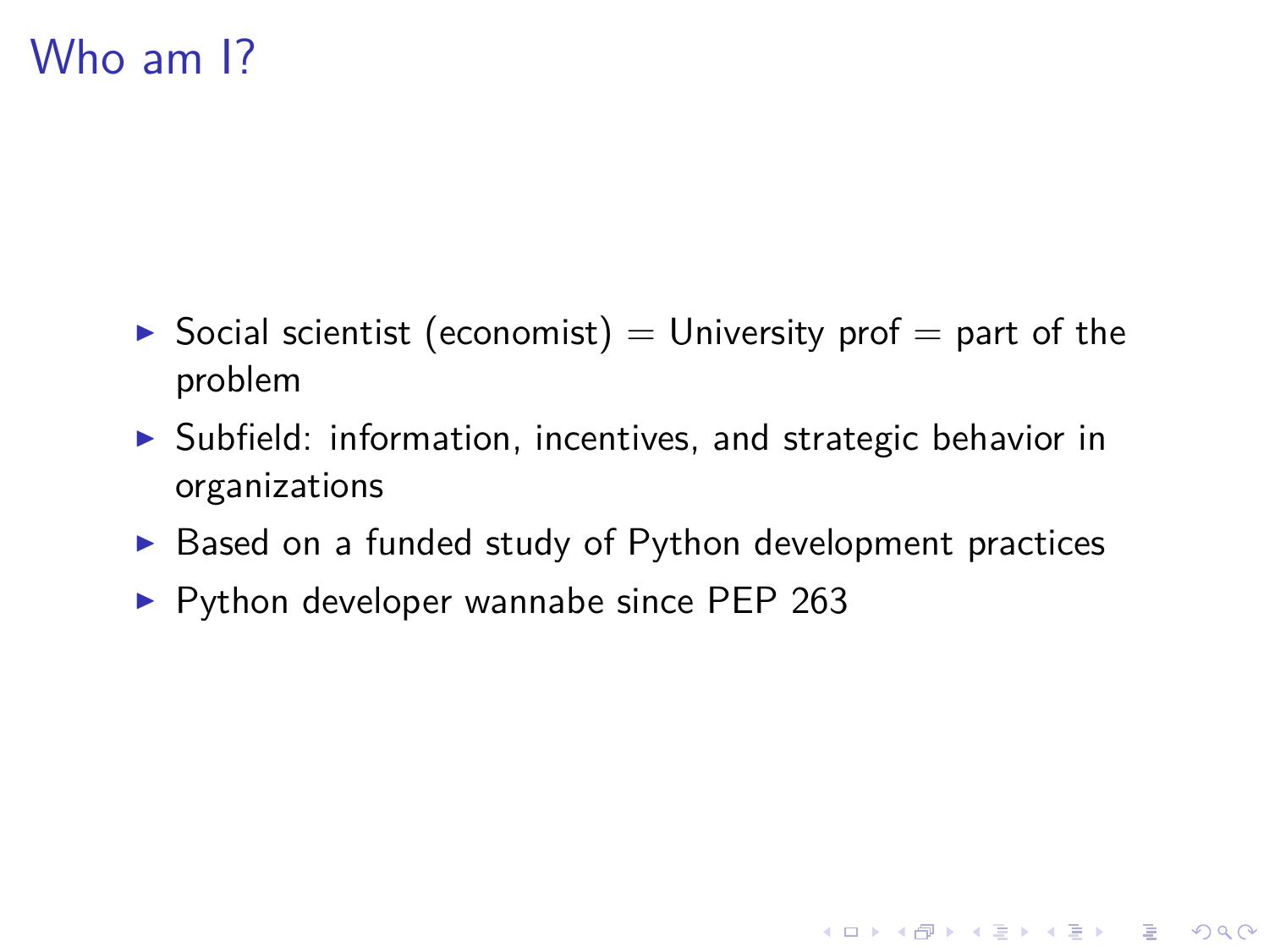# Who am I?

- Social scientist (economist) = University prof = part of the problem
- Subfield: information, incentives, and strategic behavior in organizations
- Based on a funded study of Python development practices
- Python developer wannabe since PEP 263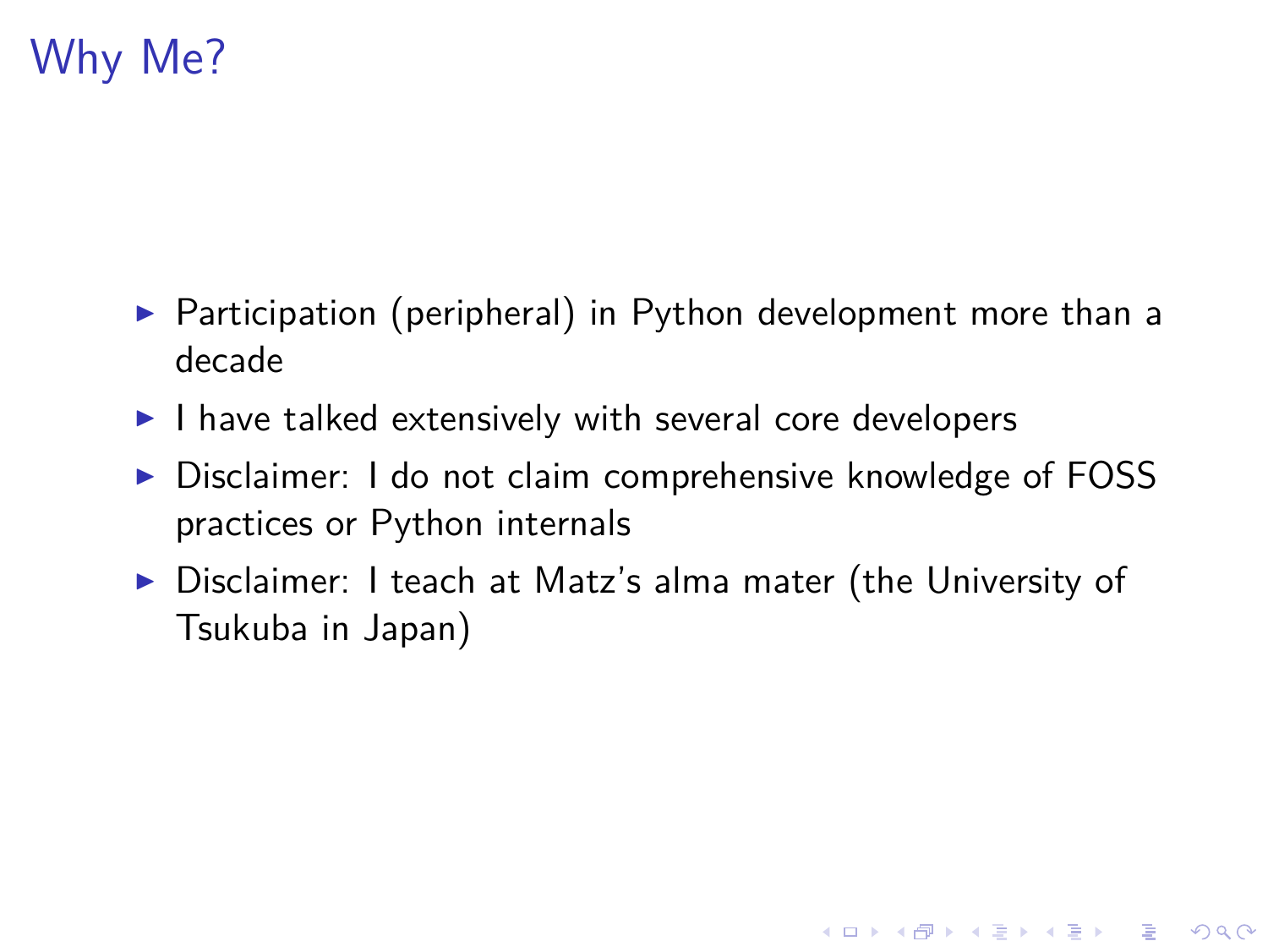# Why Me?

- Participation (peripheral) in Python development more than a decade
- I have talked extensively with several core developers
- Disclaimer: I do not claim comprehensive knowledge of FOSS practices or Python internals
- Disclaimer: I teach at Matz's alma mater (the University of Tsukuba in Japan)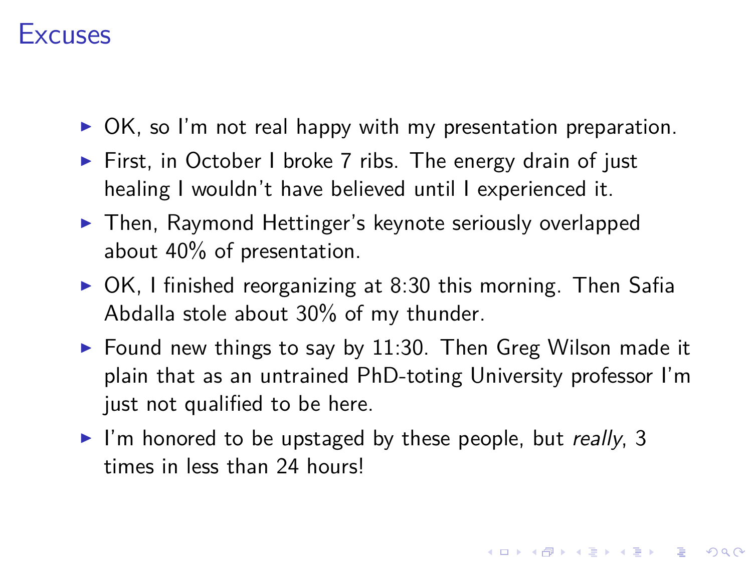# Excuses

- OK, so I'm not real happy with my presentation preparation.
- First, in October I broke 7 ribs. The energy drain of just healing I wouldn't have believed until I experienced it.
- Then, Raymond Hettinger's keynote seriously overlapped about 40% of presentation.
- OK, I finished reorganizing at 8:30 this morning. Then Safia Abdalla stole about 30% of my thunder.
- Found new things to say by 11:30. Then Greg Wilson made it plain that as an untrained PhD-toting University professor I'm just not qualified to be here.
- I'm honored to be upstaged by these people, but *really*, 3 times in less than 24 hours!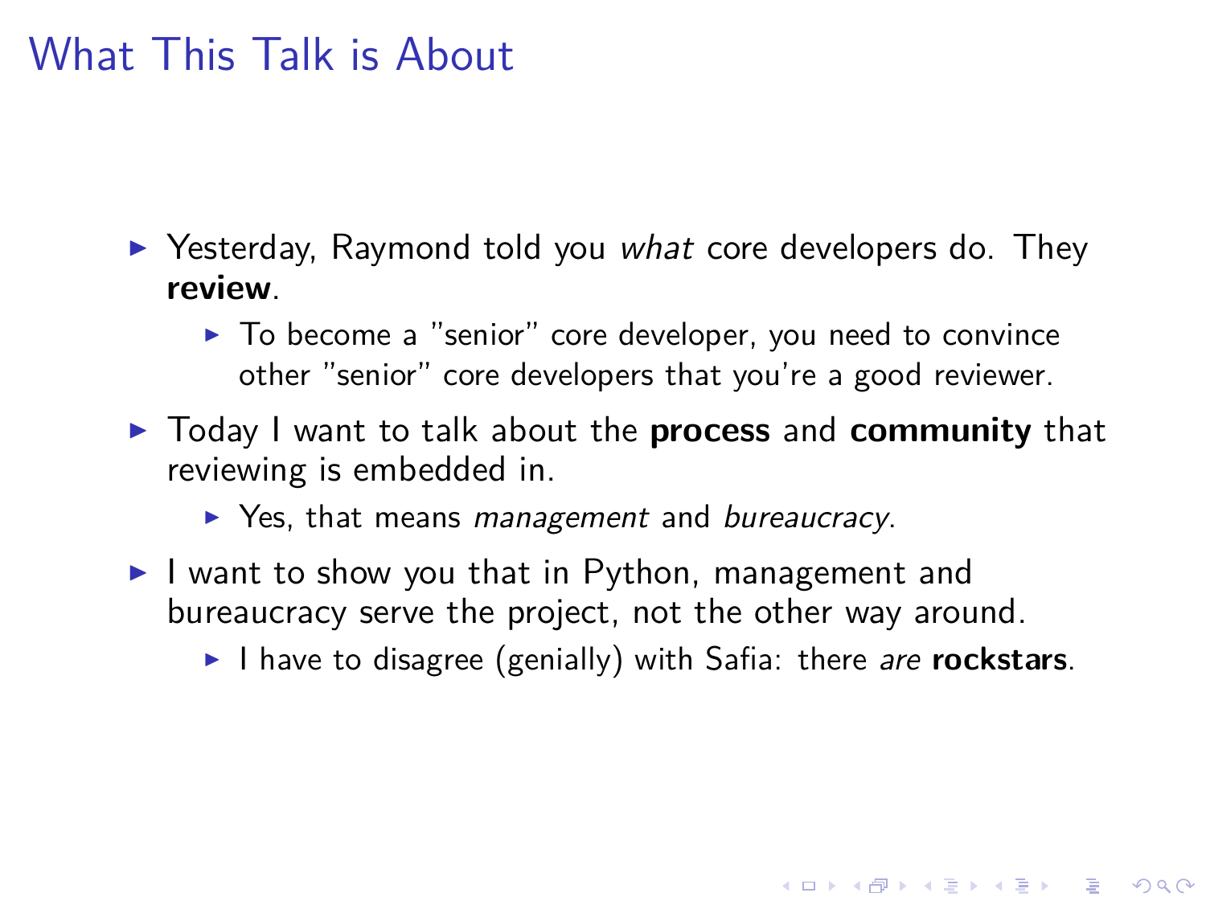# What This Talk is About

- Yesterday, Raymond told you *what* core developers do. They **review**.
  - To become a "senior" core developer, you need to convince other "senior" core developers that you're a good reviewer.
- Today I want to talk about the **process** and **community** that reviewing is embedded in.
  - Yes, that means *management* and *bureaucracy*.
- I want to show you that in Python, management and bureaucracy serve the project, not the other way around.
  - I have to disagree (genially) with Safia: there *are* **rockstars**.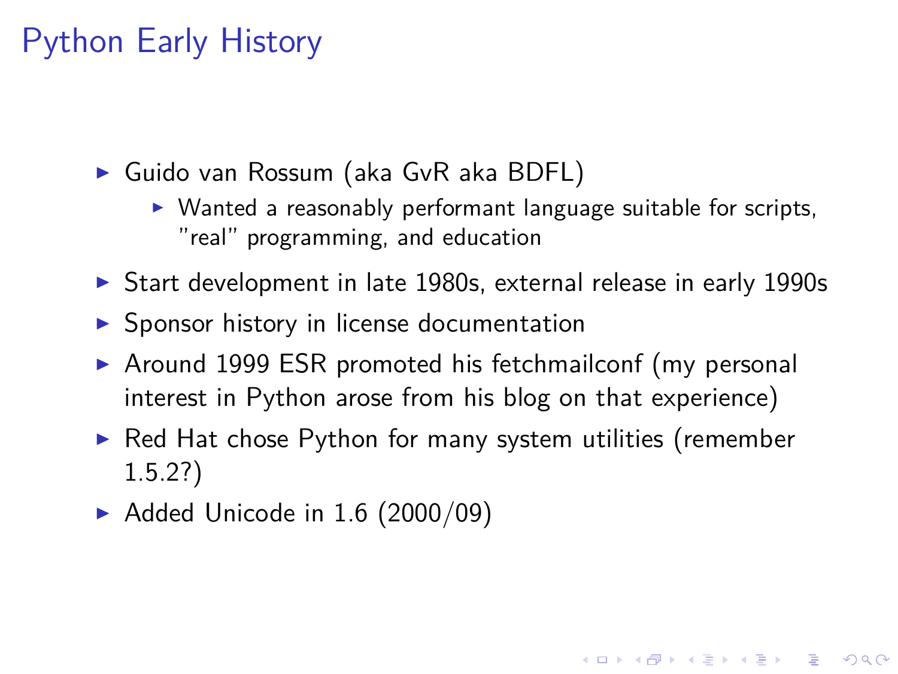# Python Early History

- Guido van Rossum (aka GvR aka BDFL)
  - Wanted a reasonably performant language suitable for scripts, "real" programming, and education
- Start development in late 1980s, external release in early 1990s
- Sponsor history in license documentation
- Around 1999 ESR promoted his fetchmailconf (my personal interest in Python arose from his blog on that experience)
- Red Hat chose Python for many system utilities (remember 1.5.2?)
- Added Unicode in 1.6 (2000/09)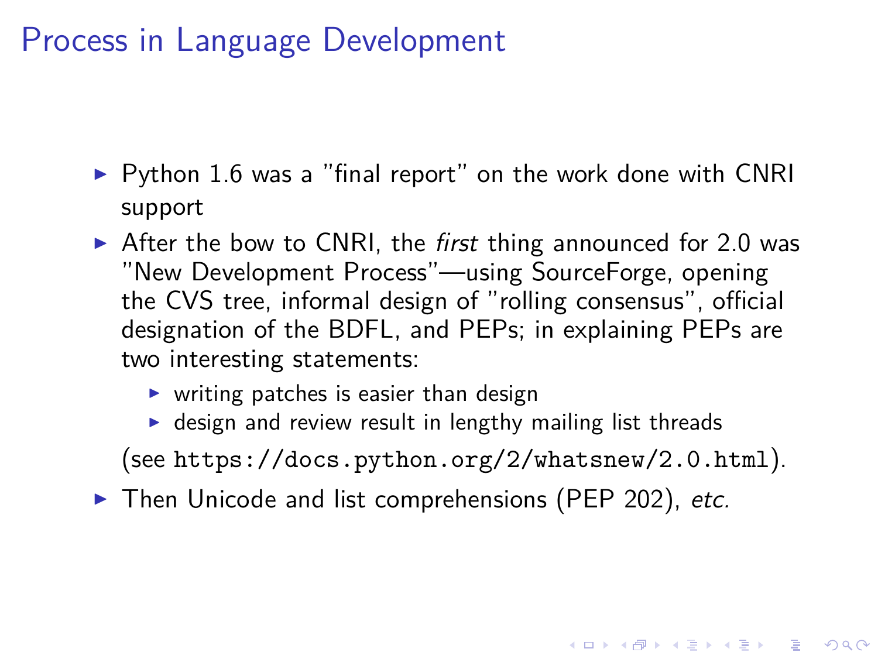# Process in Language Development

- Python 1.6 was a "final report" on the work done with CNRI support
- After the bow to CNRI, the *first* thing announced for 2.0 was "New Development Process"—using SourceForge, opening the CVS tree, informal design of "rolling consensus", official designation of the BDFL, and PEPs; in explaining PEPs are two interesting statements:
  - writing patches is easier than design
  - design and review result in lengthy mailing list threads

  (see `https://docs.python.org/2/whatsnew/2.0.html`).
- Then Unicode and list comprehensions (PEP 202), *etc.*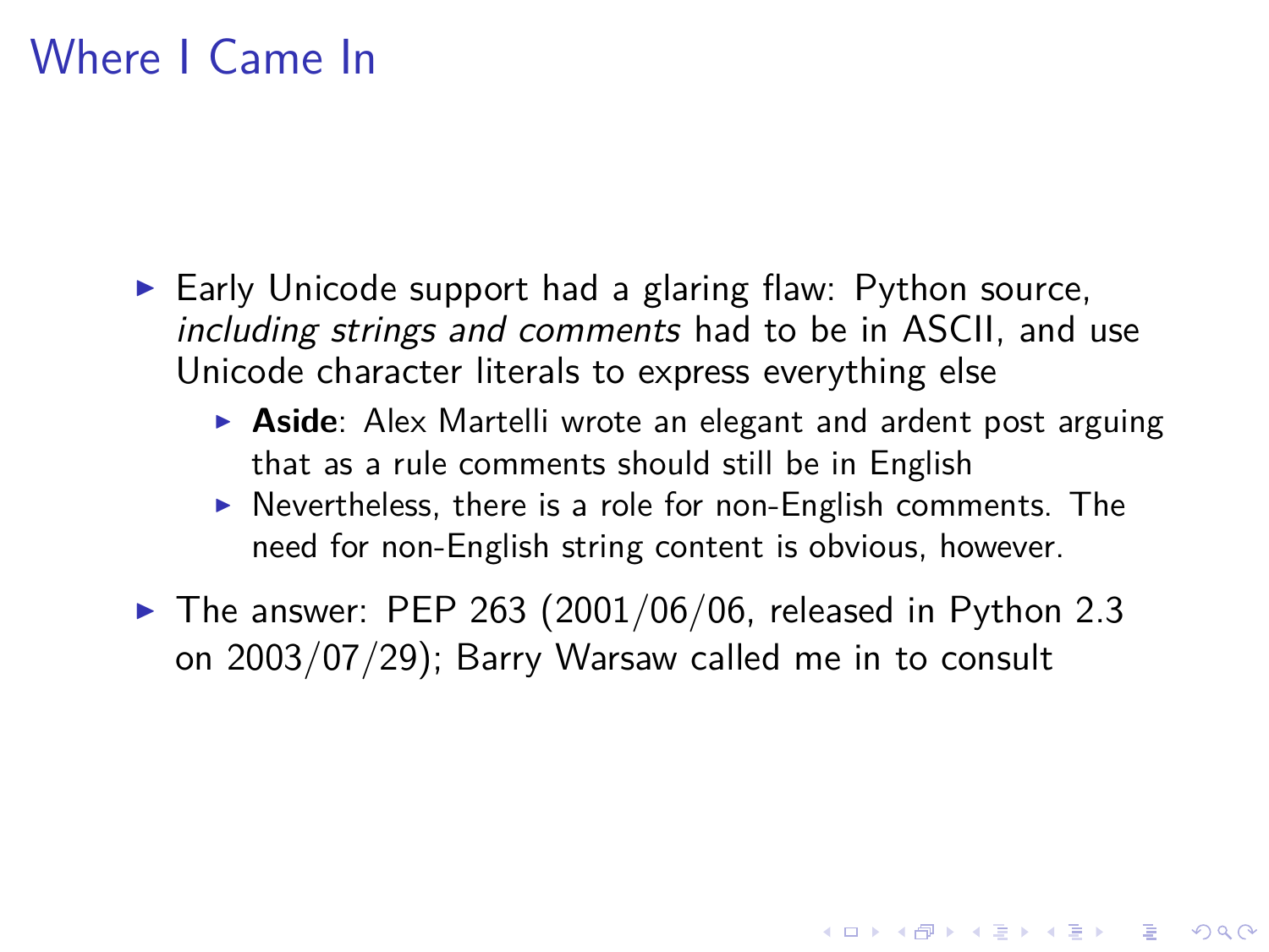# Where I Came In

- Early Unicode support had a glaring flaw: Python source, *including strings and comments* had to be in ASCII, and use Unicode character literals to express everything else
  - **Aside**: Alex Martelli wrote an elegant and ardent post arguing that as a rule comments should still be in English
  - Nevertheless, there is a role for non-English comments. The need for non-English string content is obvious, however.
- The answer: PEP 263 (2001/06/06, released in Python 2.3 on 2003/07/29); Barry Warsaw called me in to consult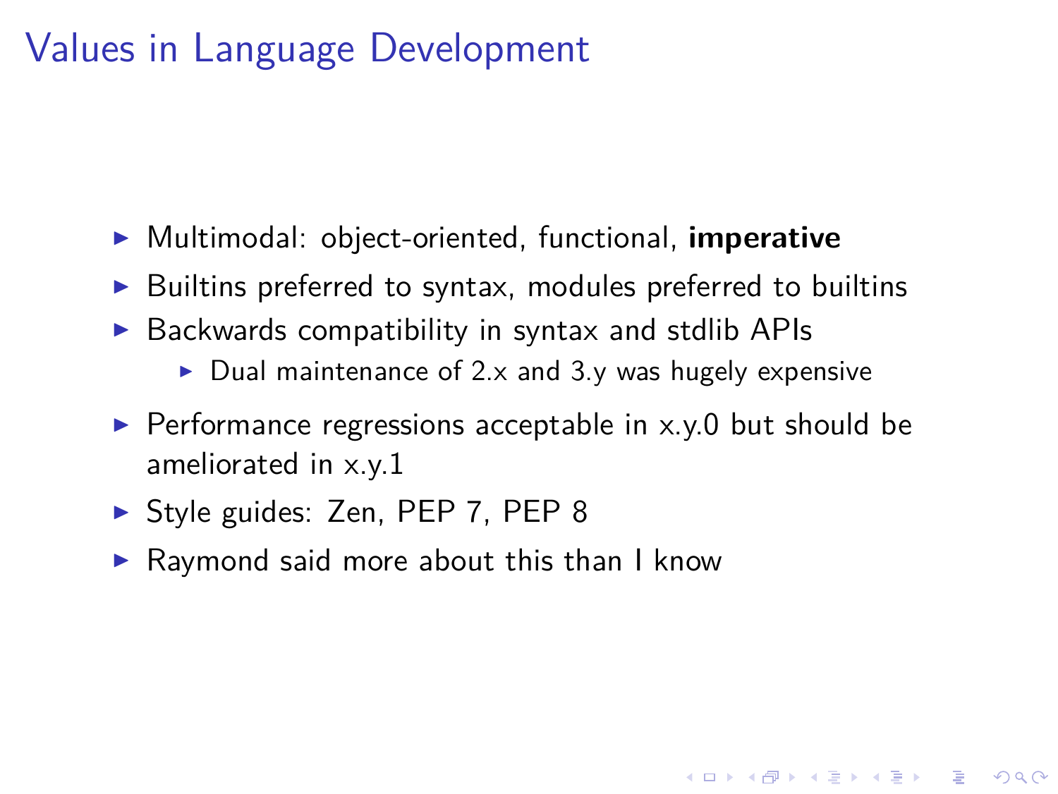# Values in Language Development

- Multimodal: object-oriented, functional, **imperative**
- Builtins preferred to syntax, modules preferred to builtins
- Backwards compatibility in syntax and stdlib APIs
  - Dual maintenance of 2.x and 3.y was hugely expensive
- Performance regressions acceptable in x.y.0 but should be ameliorated in x.y.1
- Style guides: Zen, PEP 7, PEP 8
- Raymond said more about this than I know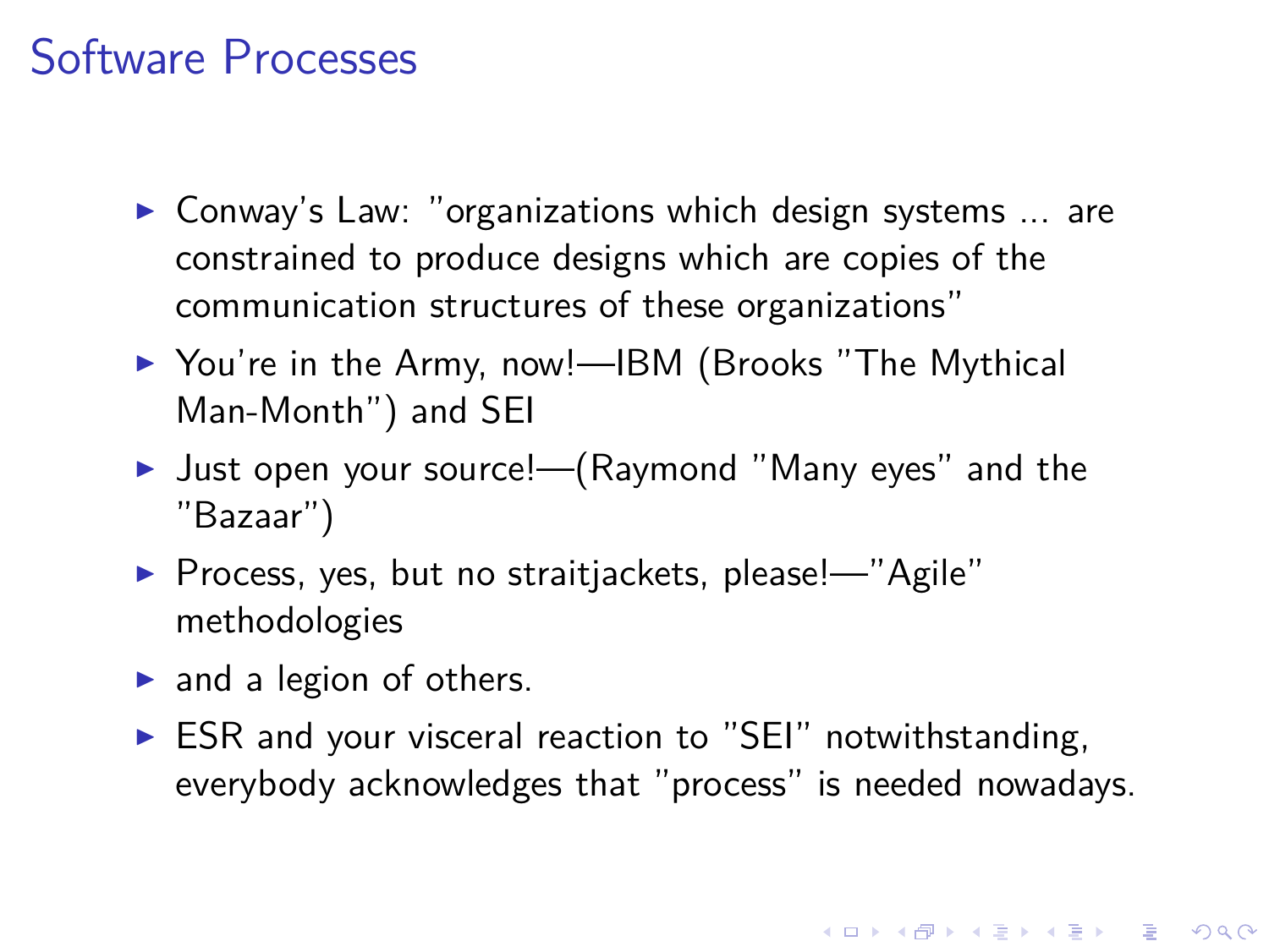# Software Processes

- Conway's Law: "organizations which design systems ... are constrained to produce designs which are copies of the communication structures of these organizations"
- You're in the Army, now!—IBM (Brooks "The Mythical Man-Month") and SEI
- Just open your source!—(Raymond "Many eyes" and the "Bazaar")
- Process, yes, but no straitjackets, please!—"Agile" methodologies
- and a legion of others.
- ESR and your visceral reaction to "SEI" notwithstanding, everybody acknowledges that "process" is needed nowadays.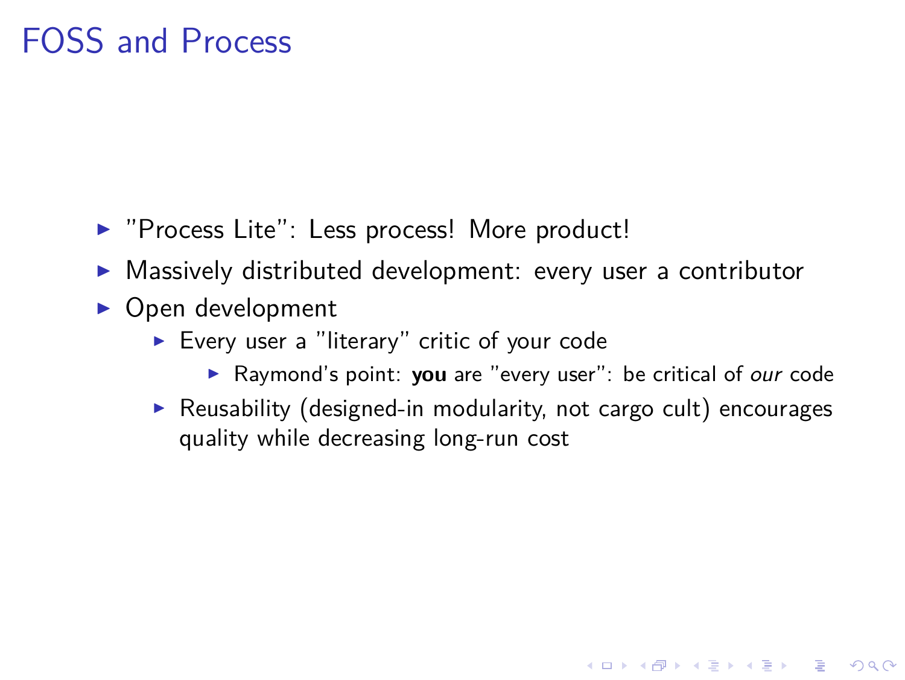# FOSS and Process

- "Process Lite": Less process! More product!
- Massively distributed development: every user a contributor
- Open development
  - Every user a "literary" critic of your code
    - Raymond's point: **you** are "every user": be critical of *our* code
  - Reusability (designed-in modularity, not cargo cult) encourages quality while decreasing long-run cost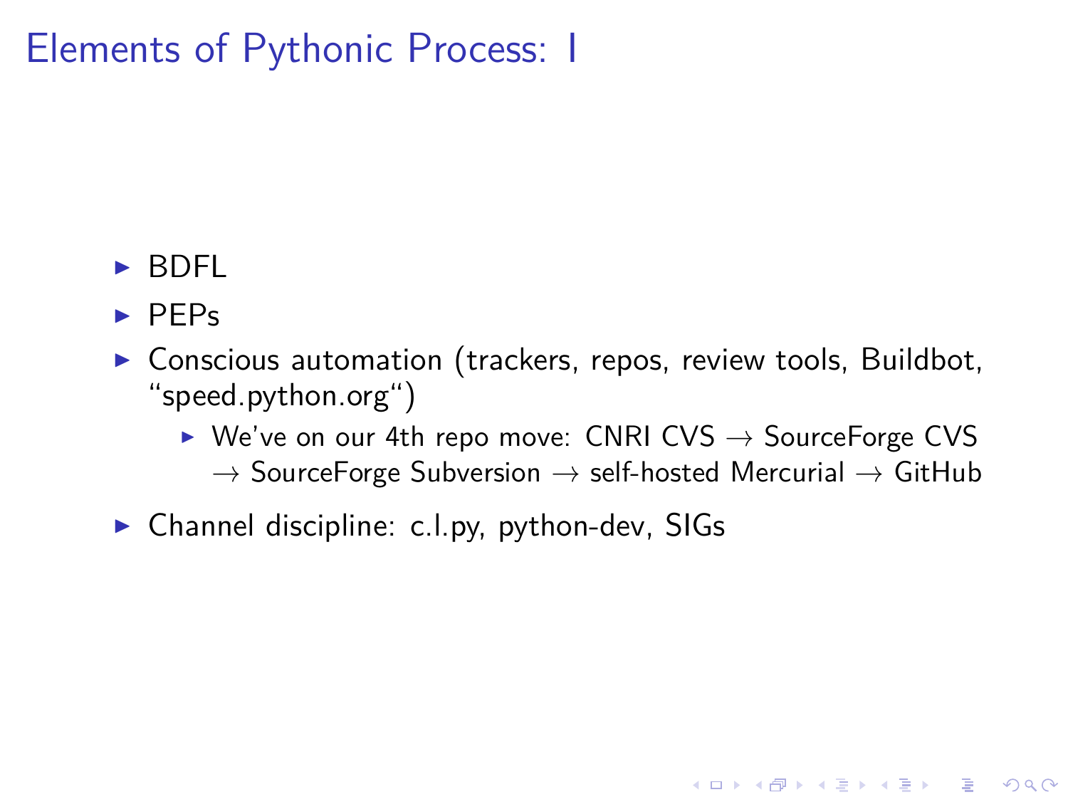# Elements of Pythonic Process: I

- BDFL
- PEPs
- Conscious automation (trackers, repos, review tools, Buildbot, “speed.python.org“)
  - We’ve on our 4th repo move: CNRI CVS → SourceForge CVS → SourceForge Subversion → self-hosted Mercurial → GitHub
- Channel discipline: c.l.py, python-dev, SIGs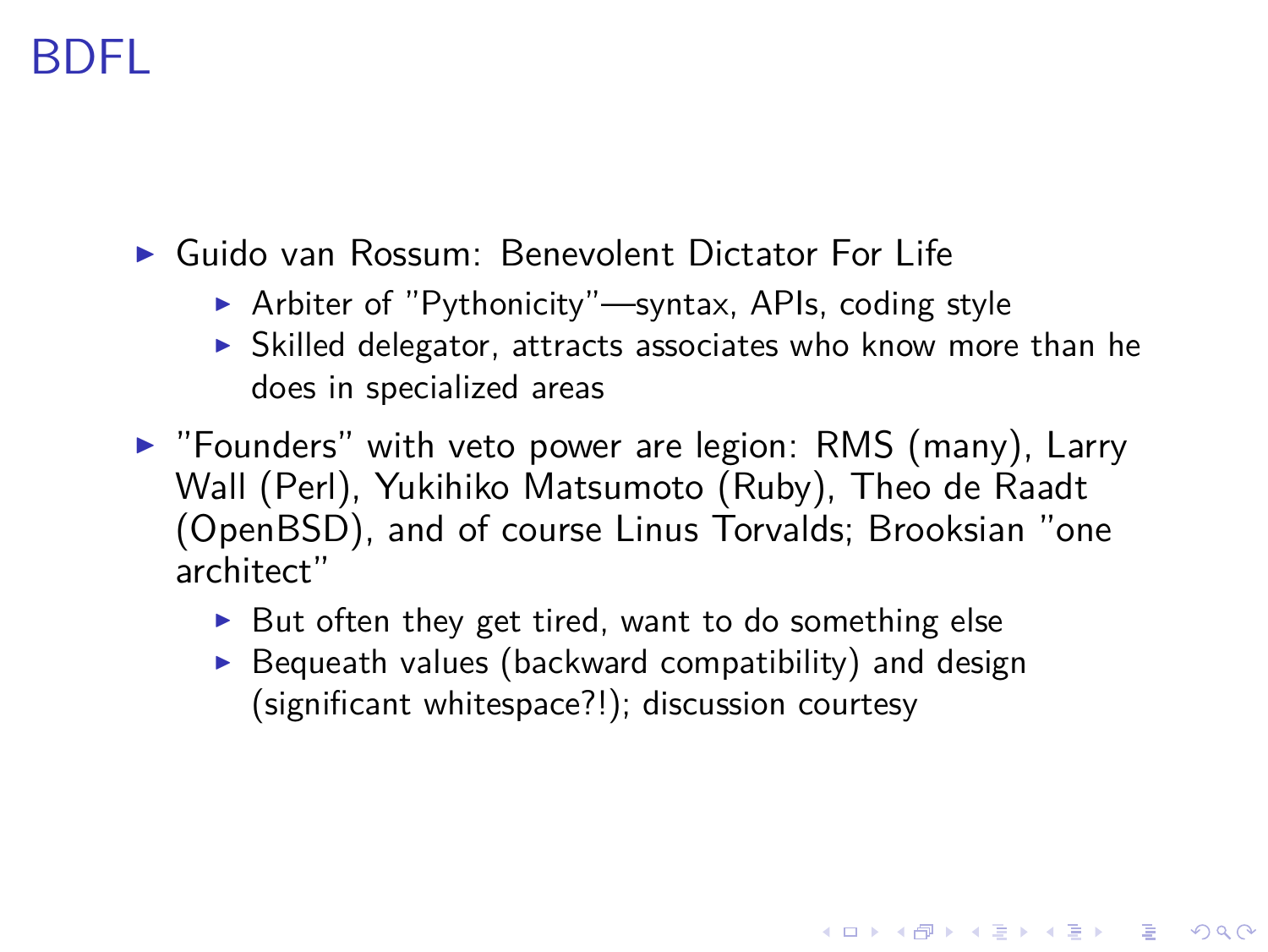# BDFL

- Guido van Rossum: Benevolent Dictator For Life
  - Arbiter of "Pythonicity"—syntax, APIs, coding style
  - Skilled delegator, attracts associates who know more than he does in specialized areas
- "Founders" with veto power are legion: RMS (many), Larry Wall (Perl), Yukihiko Matsumoto (Ruby), Theo de Raadt (OpenBSD), and of course Linus Torvalds; Brooksian "one architect"
  - But often they get tired, want to do something else
  - Bequeath values (backward compatibility) and design (significant whitespace?!); discussion courtesy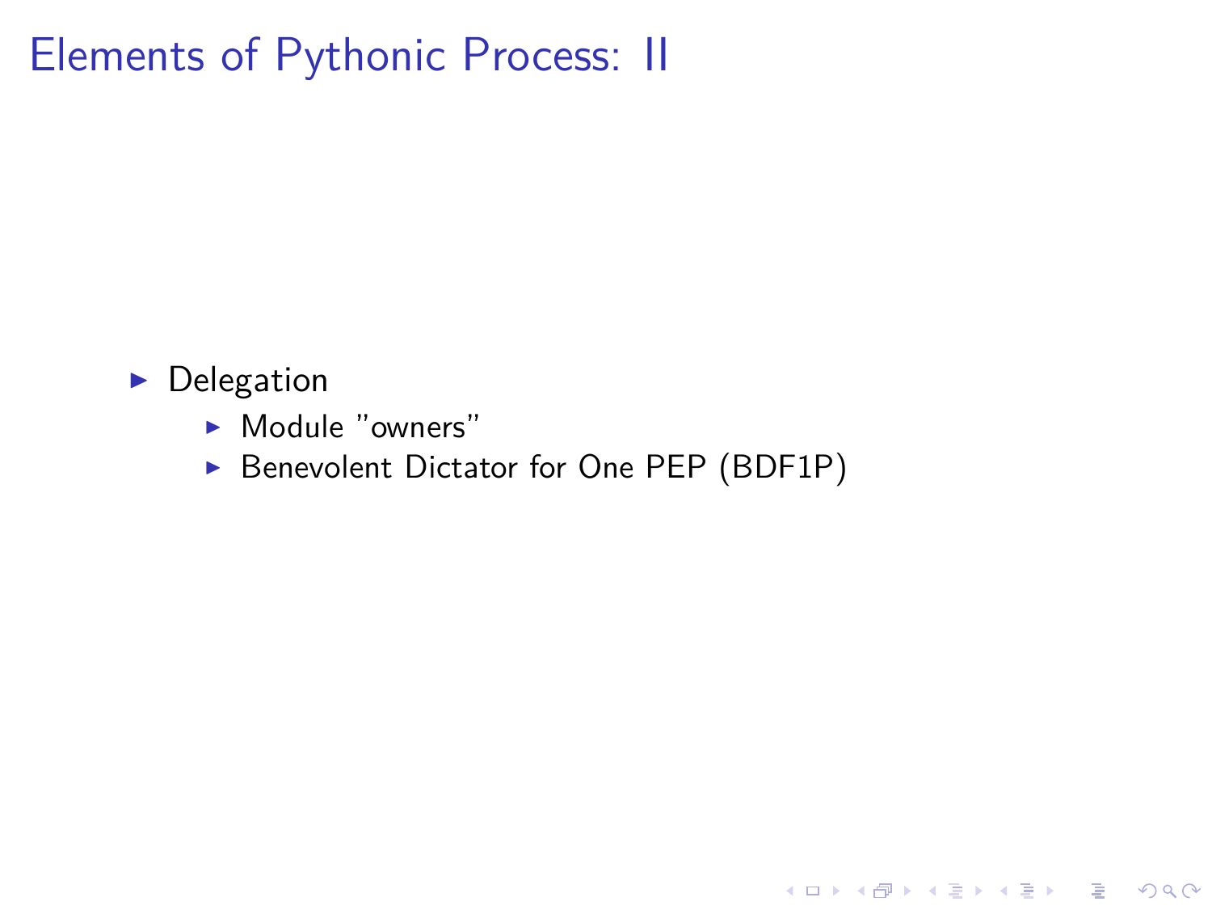# Elements of Pythonic Process: II

- Delegation
  - Module "owners"
  - Benevolent Dictator for One PEP (BDF1P)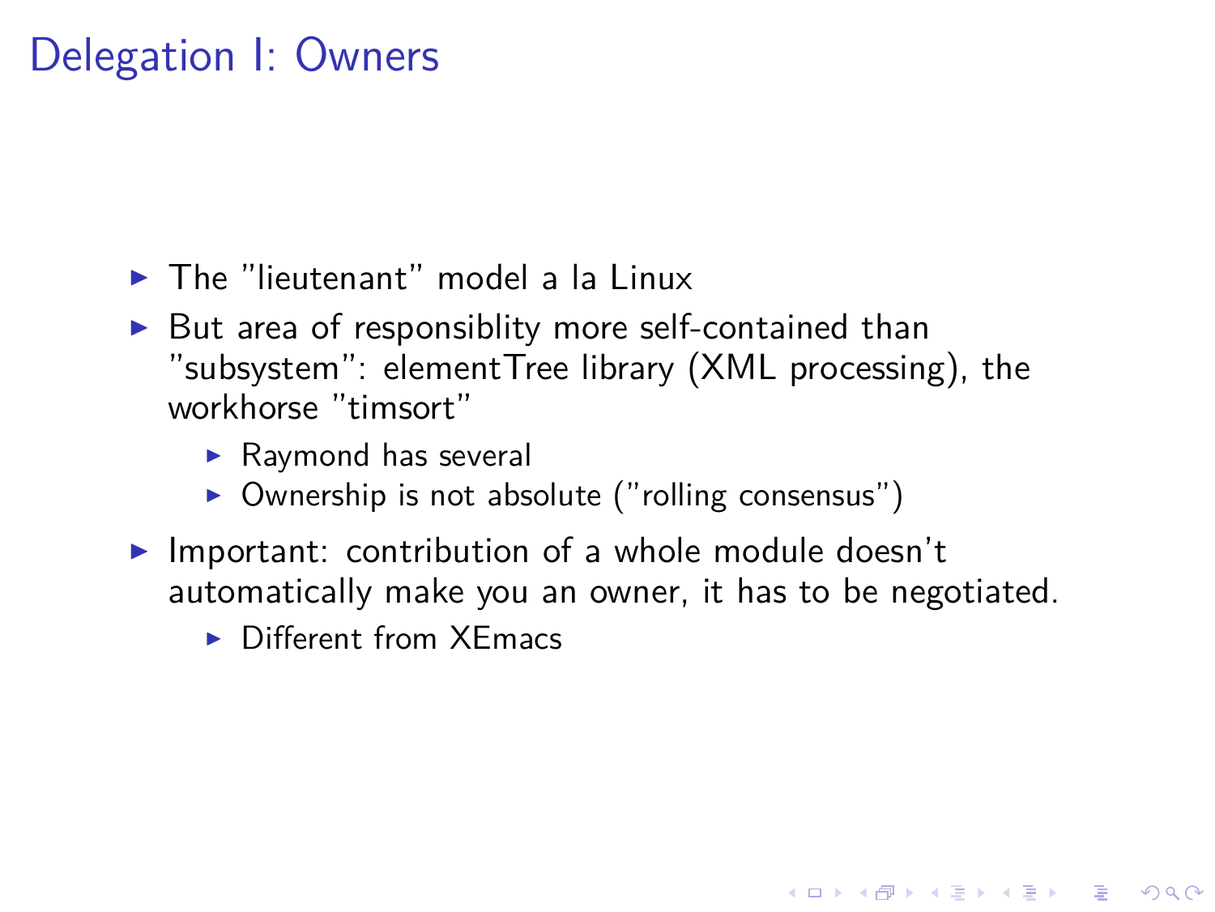# Delegation I: Owners

- The "lieutenant" model a la Linux
- But area of responsiblity more self-contained than "subsystem": elementTree library (XML processing), the workhorse "timsort"
  - Raymond has several
  - Ownership is not absolute ("rolling consensus")
- Important: contribution of a whole module doesn't automatically make you an owner, it has to be negotiated.
  - Different from XEmacs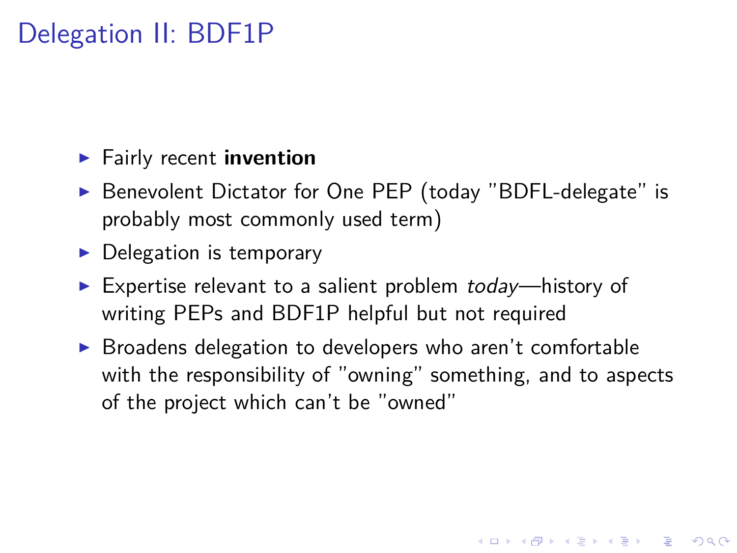# Delegation II: BDF1P

- Fairly recent **invention**
- Benevolent Dictator for One PEP (today "BDFL-delegate" is probably most commonly used term)
- Delegation is temporary
- Expertise relevant to a salient problem *today*—history of writing PEPs and BDF1P helpful but not required
- Broadens delegation to developers who aren't comfortable with the responsibility of "owning" something, and to aspects of the project which can't be "owned"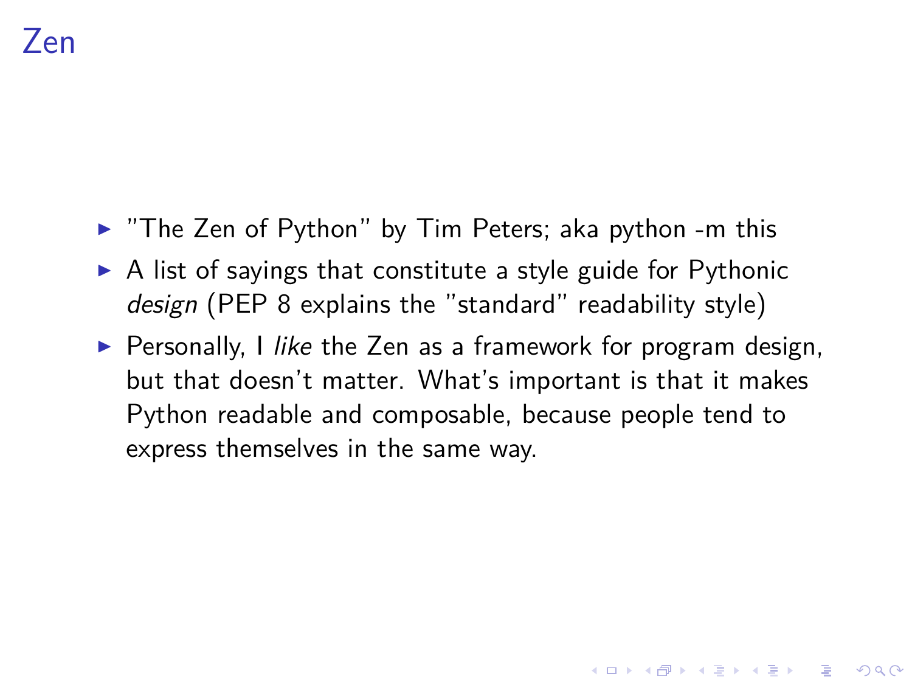# Zen

- "The Zen of Python" by Tim Peters; aka python -m this
- A list of sayings that constitute a style guide for Pythonic *design* (PEP 8 explains the "standard" readability style)
- Personally, I *like* the Zen as a framework for program design, but that doesn't matter. What's important is that it makes Python readable and composable, because people tend to express themselves in the same way.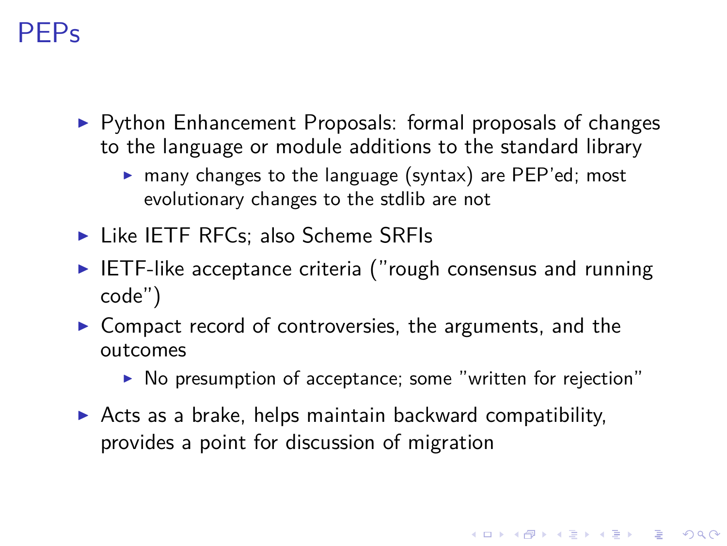# PEPs

- Python Enhancement Proposals: formal proposals of changes to the language or module additions to the standard library
  - many changes to the language (syntax) are PEP'ed; most evolutionary changes to the stdlib are not
- Like IETF RFCs; also Scheme SRFIs
- IETF-like acceptance criteria ("rough consensus and running code")
- Compact record of controversies, the arguments, and the outcomes
  - No presumption of acceptance; some "written for rejection"
- Acts as a brake, helps maintain backward compatibility, provides a point for discussion of migration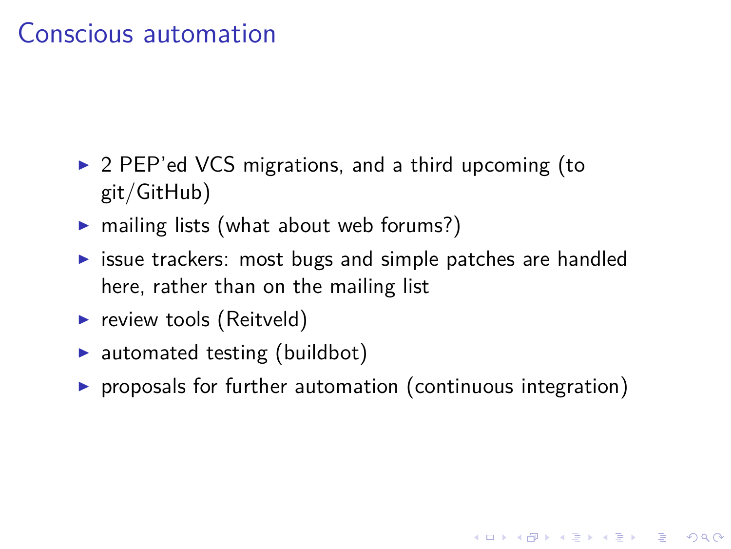# Conscious automation

- 2 PEP'ed VCS migrations, and a third upcoming (to git/GitHub)
- mailing lists (what about web forums?)
- issue trackers: most bugs and simple patches are handled here, rather than on the mailing list
- review tools (Reitveld)
- automated testing (buildbot)
- proposals for further automation (continuous integration)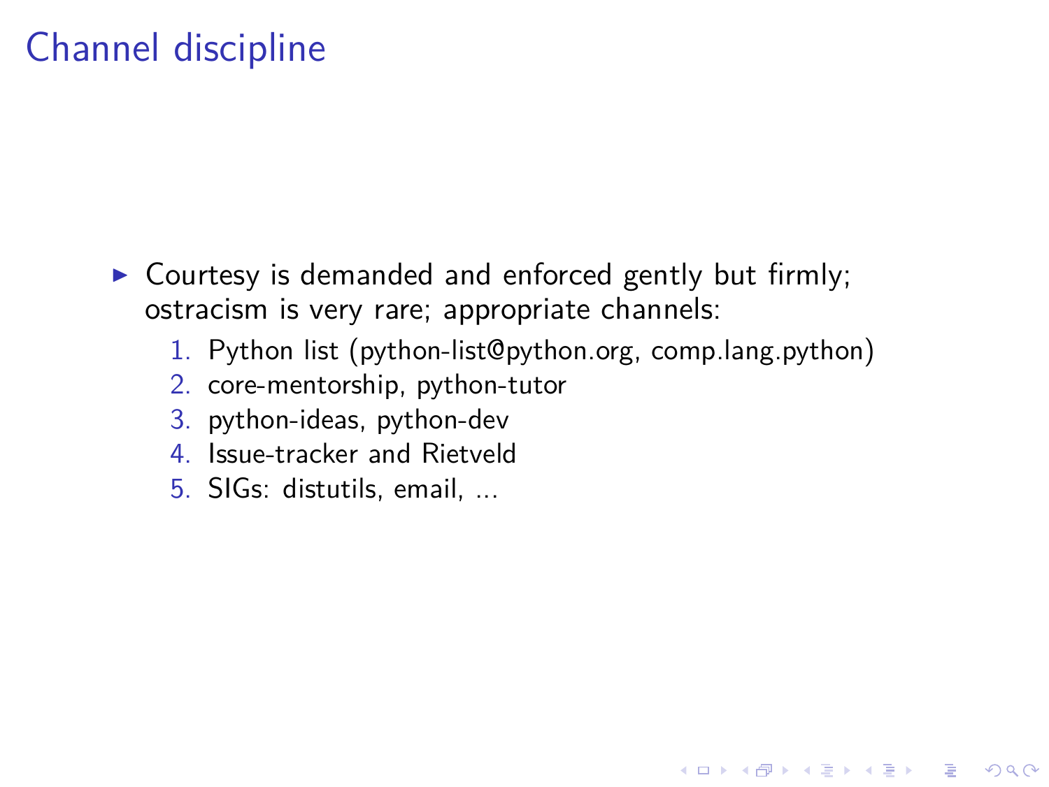# Channel discipline

- Courtesy is demanded and enforced gently but firmly; ostracism is very rare; appropriate channels:
  1. Python list (python-list@python.org, comp.lang.python)
  2. core-mentorship, python-tutor
  3. python-ideas, python-dev
  4. Issue-tracker and Rietveld
  5. SIGs: distutils, email, ...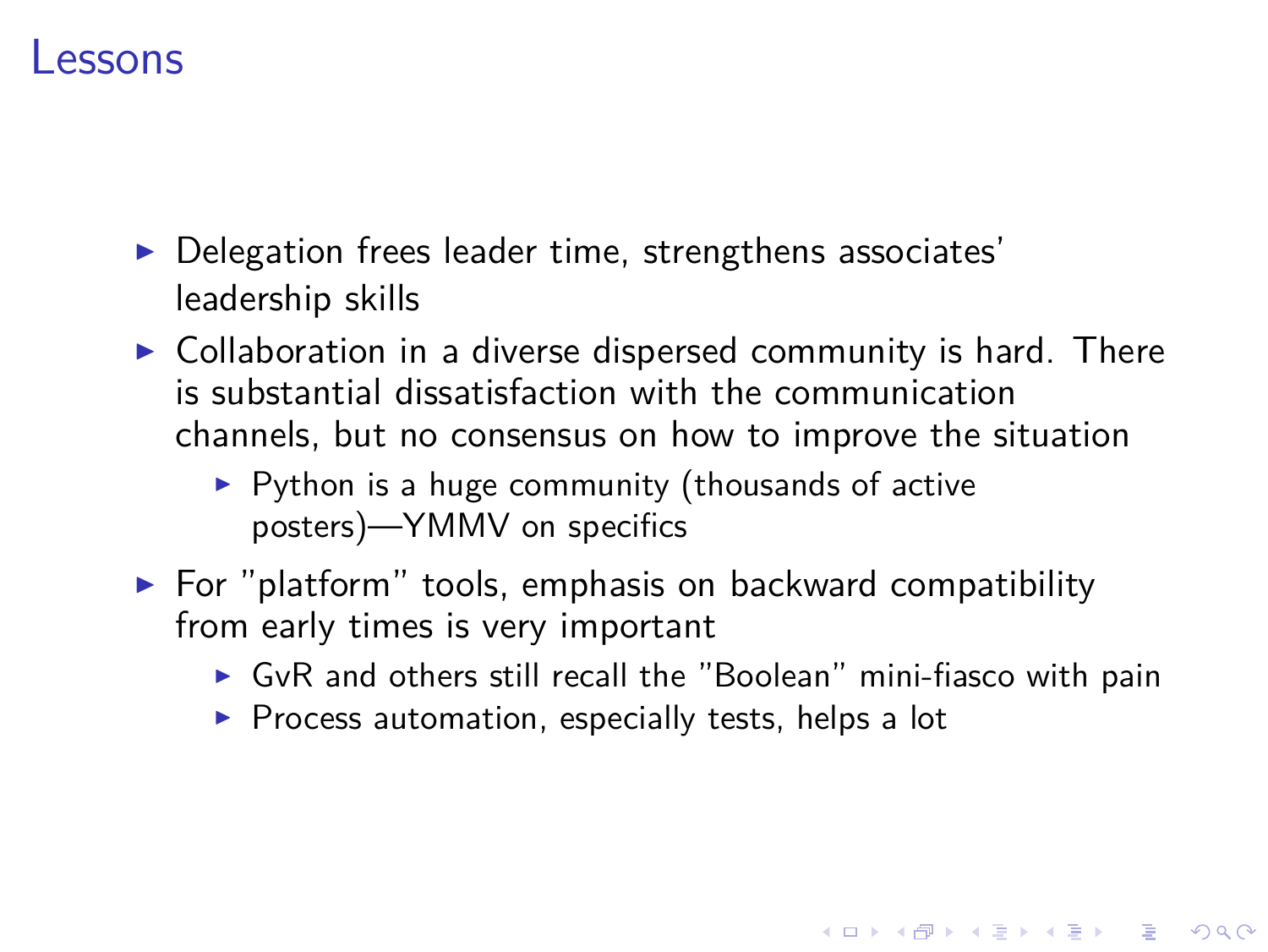# Lessons

- Delegation frees leader time, strengthens associates' leadership skills
- Collaboration in a diverse dispersed community is hard. There is substantial dissatisfaction with the communication channels, but no consensus on how to improve the situation
  - Python is a huge community (thousands of active posters)—YMMV on specifics
- For "platform" tools, emphasis on backward compatibility from early times is very important
  - GvR and others still recall the "Boolean" mini-fiasco with pain
  - Process automation, especially tests, helps a lot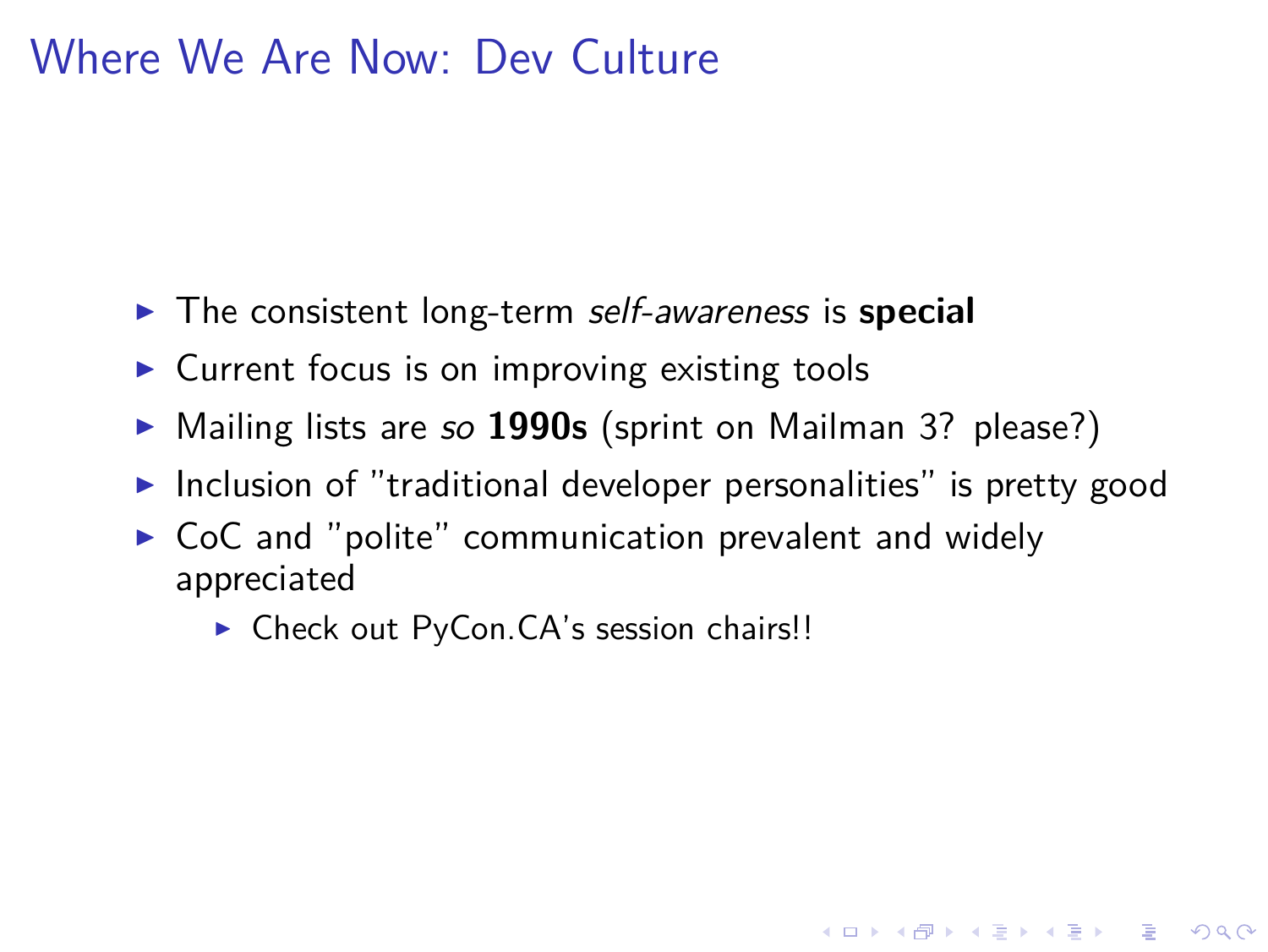# Where We Are Now: Dev Culture

- The consistent long-term *self-awareness* is **special**
- Current focus is on improving existing tools
- Mailing lists are *so* **1990s** (sprint on Mailman 3? please?)
- Inclusion of "traditional developer personalities" is pretty good
- CoC and "polite" communication prevalent and widely appreciated
  - Check out PyCon.CA's session chairs!!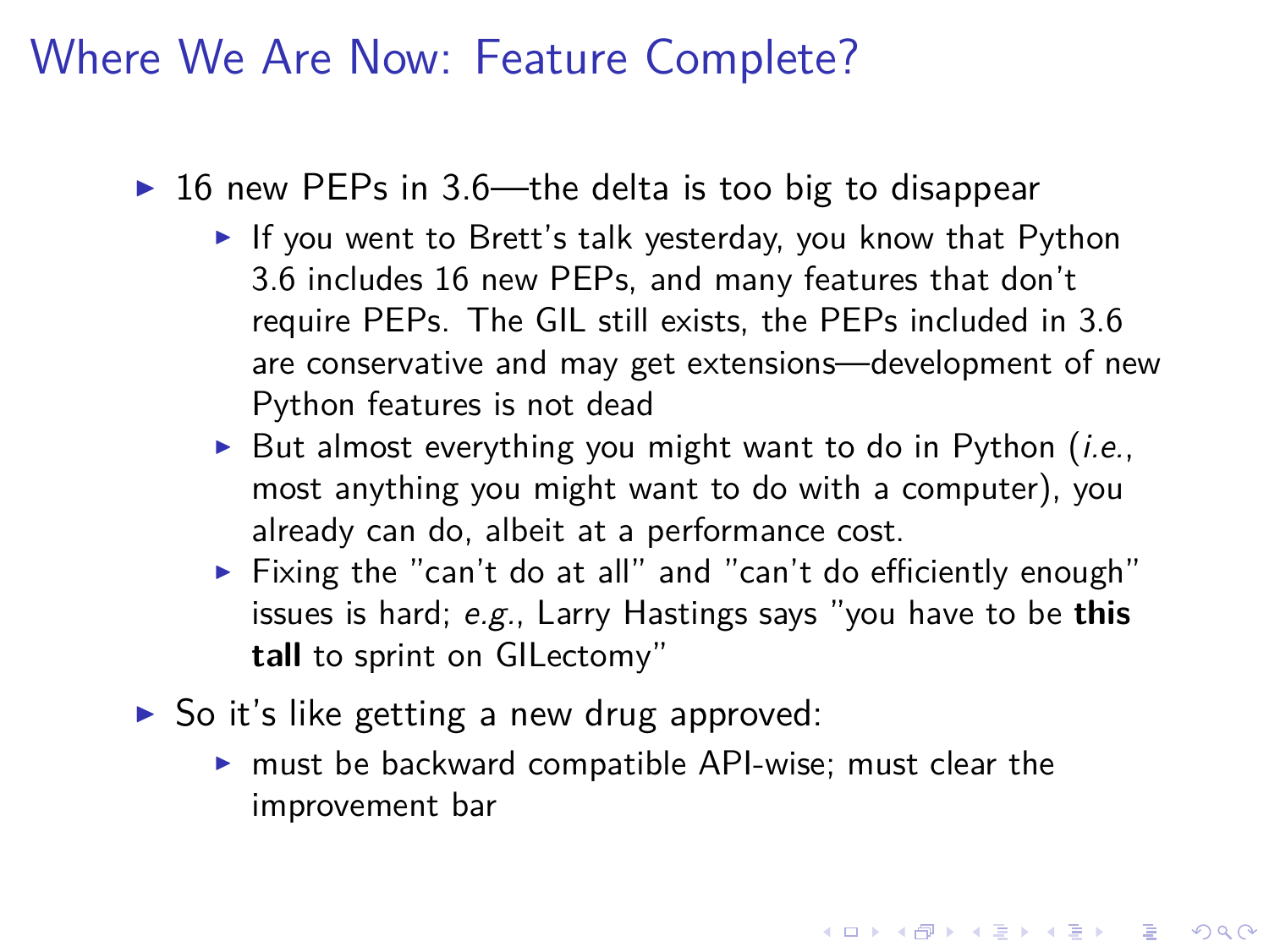# Where We Are Now: Feature Complete?

- 16 new PEPs in 3.6—the delta is too big to disappear
  - If you went to Brett's talk yesterday, you know that Python 3.6 includes 16 new PEPs, and many features that don't require PEPs. The GIL still exists, the PEPs included in 3.6 are conservative and may get extensions—development of new Python features is not dead
  - But almost everything you might want to do in Python (*i.e.*, most anything you might want to do with a computer), you already can do, albeit at a performance cost.
  - Fixing the "can't do at all" and "can't do efficiently enough" issues is hard; *e.g.*, Larry Hastings says "you have to be **this tall** to sprint on GILectomy"
- So it's like getting a new drug approved:
  - must be backward compatible API-wise; must clear the improvement bar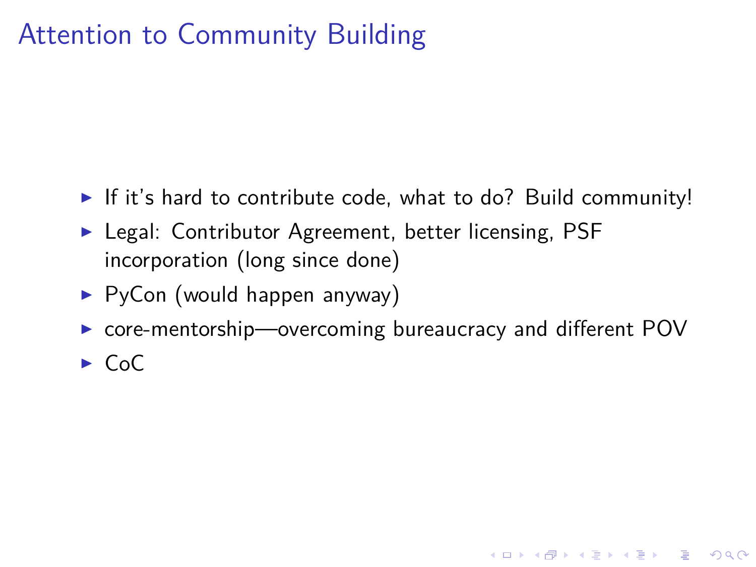# Attention to Community Building

- If it's hard to contribute code, what to do? Build community!
- Legal: Contributor Agreement, better licensing, PSF incorporation (long since done)
- PyCon (would happen anyway)
- core-mentorship—overcoming bureaucracy and different POV
- CoC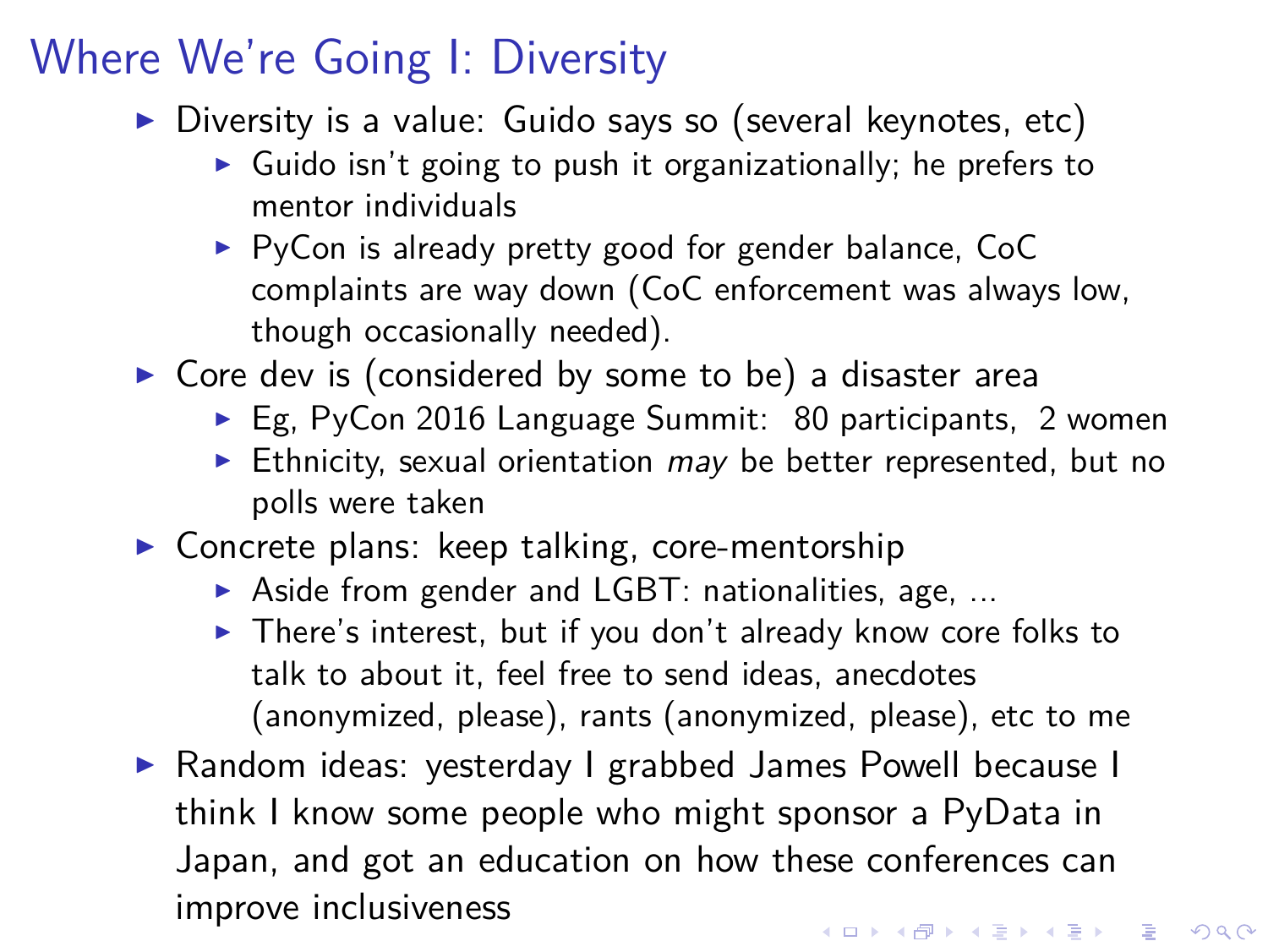# Where We're Going I: Diversity

- Diversity is a value: Guido says so (several keynotes, etc)
  - Guido isn't going to push it organizationally; he prefers to mentor individuals
  - PyCon is already pretty good for gender balance, CoC complaints are way down (CoC enforcement was always low, though occasionally needed).
- Core dev is (considered by some to be) a disaster area
  - Eg, PyCon 2016 Language Summit: 80 participants, 2 women
  - Ethnicity, sexual orientation *may* be better represented, but no polls were taken
- Concrete plans: keep talking, core-mentorship
  - Aside from gender and LGBT: nationalities, age, ...
  - There's interest, but if you don't already know core folks to talk to about it, feel free to send ideas, anecdotes (anonymized, please), rants (anonymized, please), etc to me
- Random ideas: yesterday I grabbed James Powell because I think I know some people who might sponsor a PyData in Japan, and got an education on how these conferences can improve inclusiveness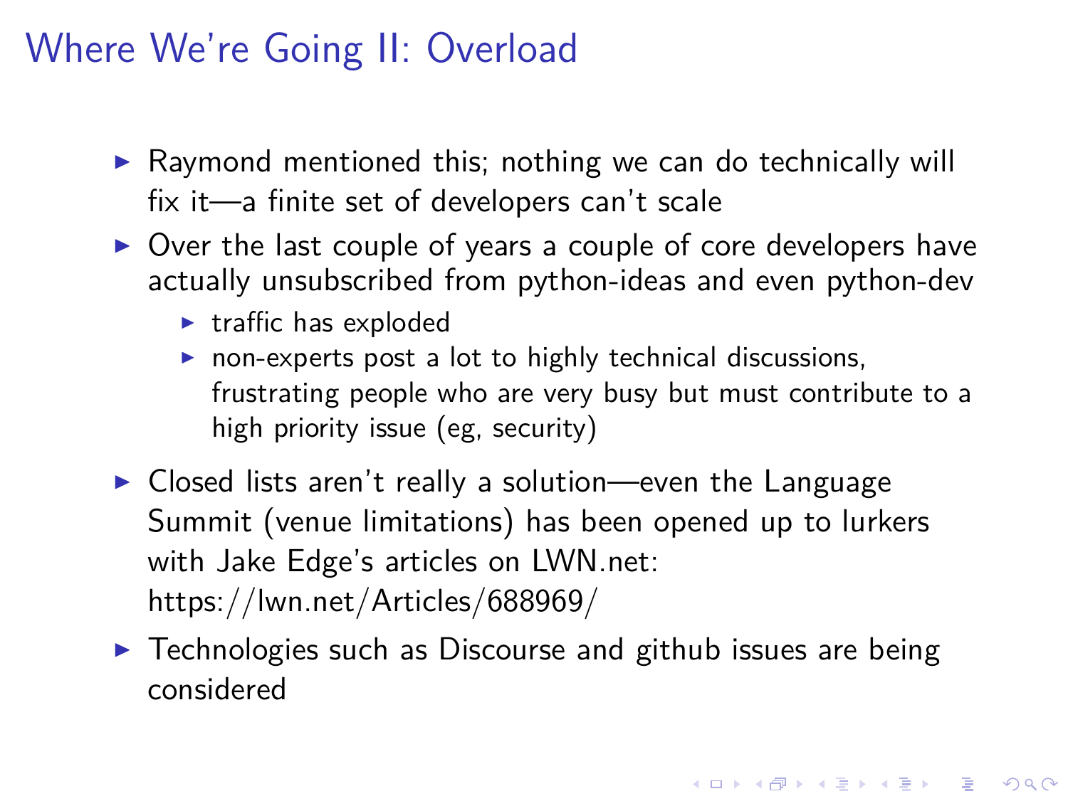# Where We're Going II: Overload

- Raymond mentioned this; nothing we can do technically will fix it—a finite set of developers can't scale
- Over the last couple of years a couple of core developers have actually unsubscribed from python-ideas and even python-dev
  - traffic has exploded
  - non-experts post a lot to highly technical discussions, frustrating people who are very busy but must contribute to a high priority issue (eg, security)
- Closed lists aren't really a solution—even the Language Summit (venue limitations) has been opened up to lurkers with Jake Edge's articles on LWN.net: https://lwn.net/Articles/688969/
- Technologies such as Discourse and github issues are being considered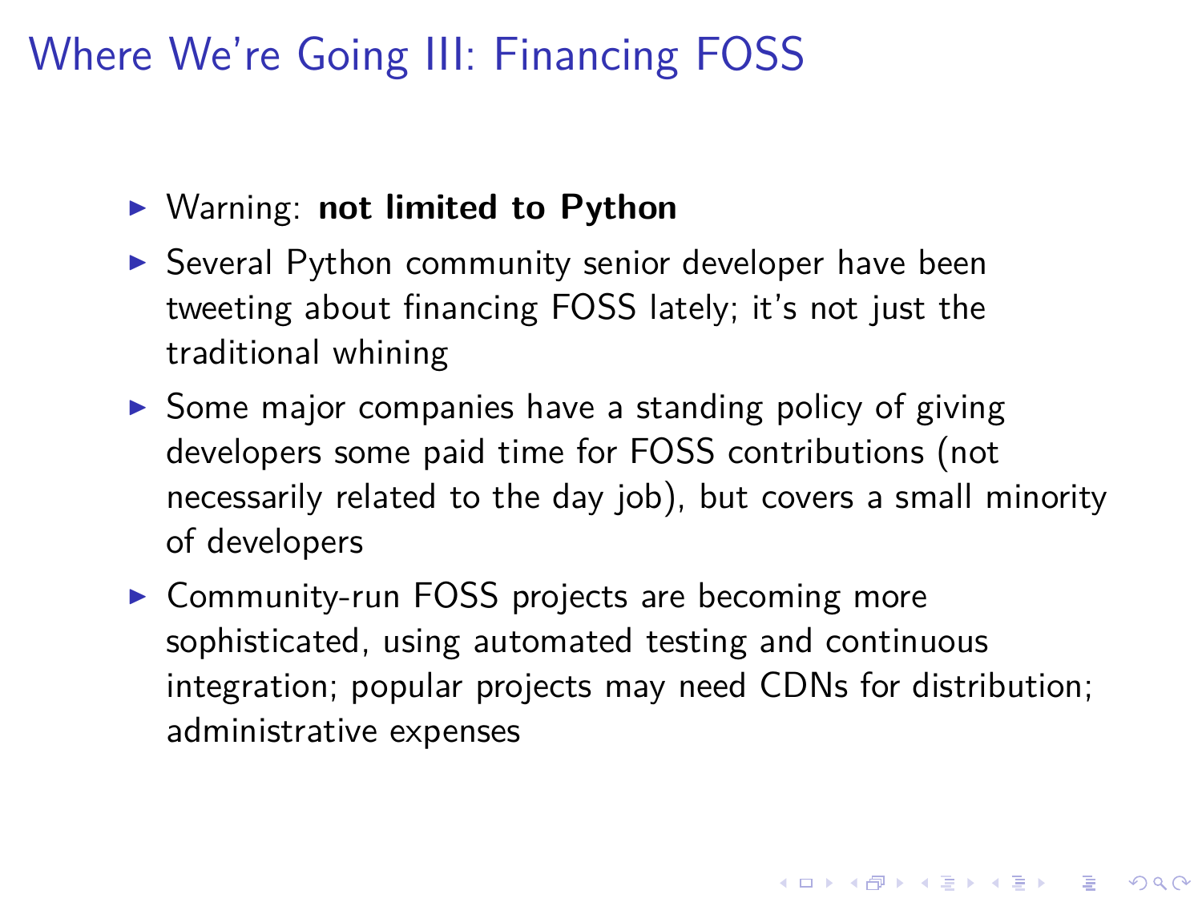# Where We're Going III: Financing FOSS

- Warning: **not limited to Python**
- Several Python community senior developer have been tweeting about financing FOSS lately; it's not just the traditional whining
- Some major companies have a standing policy of giving developers some paid time for FOSS contributions (not necessarily related to the day job), but covers a small minority of developers
- Community-run FOSS projects are becoming more sophisticated, using automated testing and continuous integration; popular projects may need CDNs for distribution; administrative expenses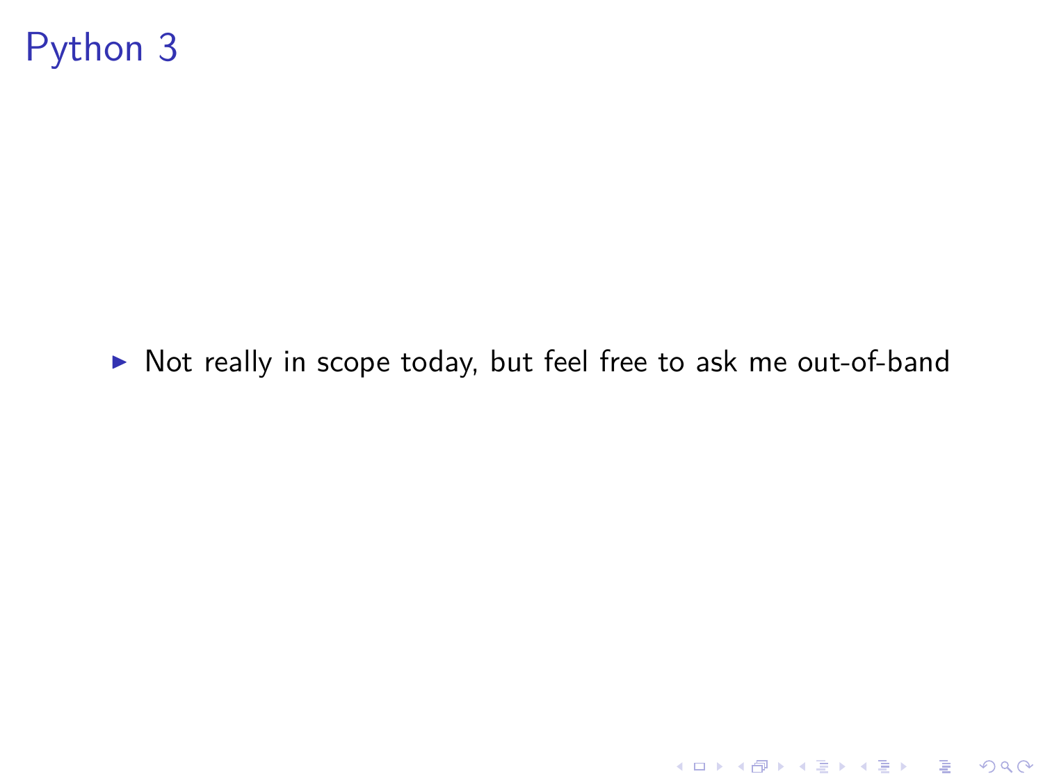# Python 3

- Not really in scope today, but feel free to ask me out-of-band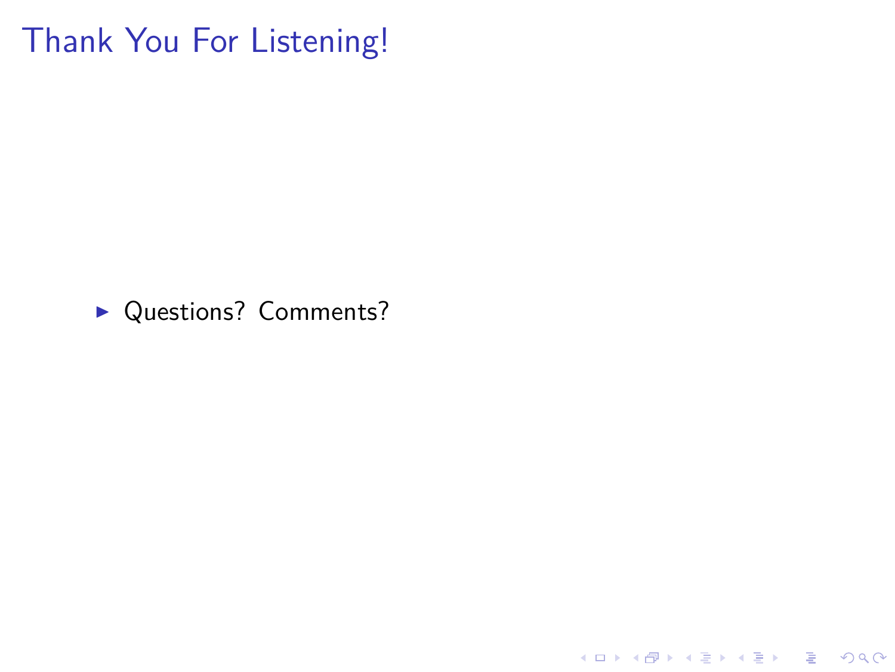# Thank You For Listening!

- Questions? Comments?